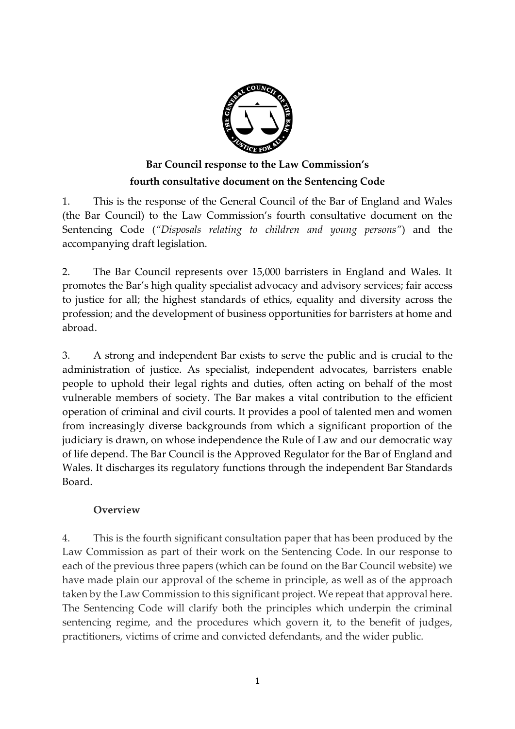**Bar Council response to the Law Commission's fourth consultative document on the Sentencing Code**

1. This is the response of the General Council of the Bar of England and Wales (the Bar Council) to the Law Commission's fourth consultative document on the Sentencing Code (*"Disposals relating to children and young persons"*) and the accompanying draft legislation.

2. The Bar Council represents over 15,000 barristers in England and Wales. It promotes the Bar's high quality specialist advocacy and advisory services; fair access to justice for all; the highest standards of ethics, equality and diversity across the profession; and the development of business opportunities for barristers at home and abroad.

3. A strong and independent Bar exists to serve the public and is crucial to the administration of justice. As specialist, independent advocates, barristers enable people to uphold their legal rights and duties, often acting on behalf of the most vulnerable members of society. The Bar makes a vital contribution to the efficient operation of criminal and civil courts. It provides a pool of talented men and women from increasingly diverse backgrounds from which a significant proportion of the judiciary is drawn, on whose independence the Rule of Law and our democratic way of life depend. The Bar Council is the Approved Regulator for the Bar of England and Wales. It discharges its regulatory functions through the independent Bar Standards Board.

## Overview

4. This is the fourth significant consultation paper that has been produced by the Law Commission as part of their work on the Sentencing Code. In our response to each of the previous three papers (which can be found on the Bar Council website) we have made plain our approval of the scheme in principle, as well as of the approach taken by the Law Commission to this significant project. We repeat that approval here. The Sentencing Code will clarify both the principles which underpin the criminal sentencing regime, and the procedures which govern it, to the benefit of judges, practitioners, victims of crime and convicted defendants, and the wider public.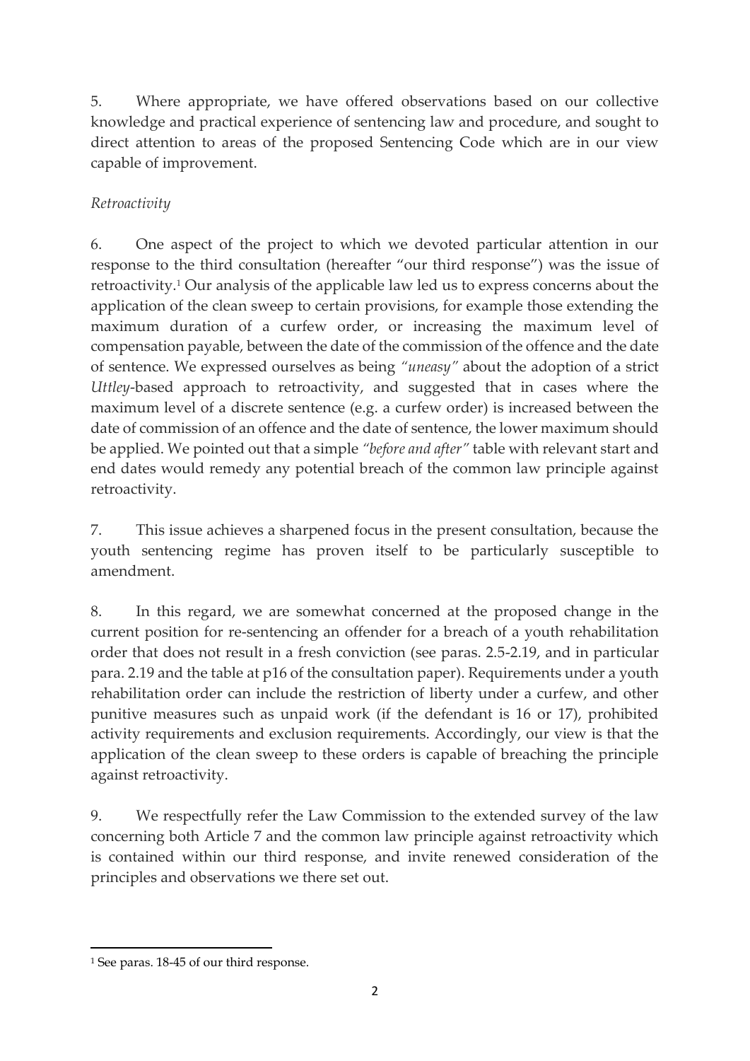5. Where appropriate, we have offered observations based on our collective knowledge and practical experience of sentencing law and procedure, and sought to direct attention to areas of the proposed Sentencing Code which are in our view capable of improvement.

*Retroactivity*

6. One aspect of the project to which we devoted particular attention in our response to the third consultation (hereafter "our third response") was the issue of retroactivity.[1] Our analysis of the applicable law led us to express concerns about the application of the clean sweep to certain provisions, for example those extending the maximum duration of a curfew order, or increasing the maximum level of compensation payable, between the date of the commission of the offence and the date of sentence. We expressed ourselves as being *"uneasy"* about the adoption of a strict *Uttley*-based approach to retroactivity, and suggested that in cases where the maximum level of a discrete sentence (e.g. a curfew order) is increased between the date of commission of an offence and the date of sentence, the lower maximum should be applied. We pointed out that a simple *"before and after"* table with relevant start and end dates would remedy any potential breach of the common law principle against retroactivity.

7. This issue achieves a sharpened focus in the present consultation, because the youth sentencing regime has proven itself to be particularly susceptible to amendment.

8. In this regard, we are somewhat concerned at the proposed change in the current position for re-sentencing an offender for a breach of a youth rehabilitation order that does not result in a fresh conviction (see paras. 2.5-2.19, and in particular para. 2.19 and the table at p16 of the consultation paper). Requirements under a youth rehabilitation order can include the restriction of liberty under a curfew, and other punitive measures such as unpaid work (if the defendant is 16 or 17), prohibited activity requirements and exclusion requirements. Accordingly, our view is that the application of the clean sweep to these orders is capable of breaching the principle against retroactivity.

9. We respectfully refer the Law Commission to the extended survey of the law concerning both Article 7 and the common law principle against retroactivity which is contained within our third response, and invite renewed consideration of the principles and observations we there set out.

---

[1] See paras. 18-45 of our third response.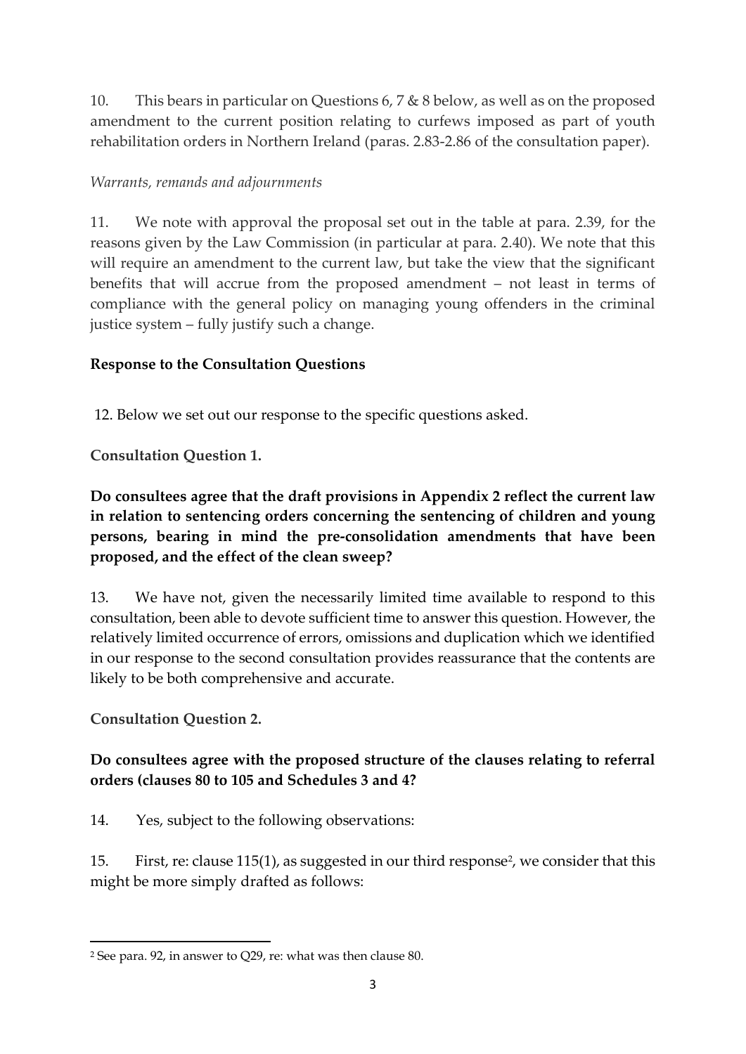10. This bears in particular on Questions 6, 7 & 8 below, as well as on the proposed amendment to the current position relating to curfews imposed as part of youth rehabilitation orders in Northern Ireland (paras. 2.83-2.86 of the consultation paper).

*Warrants, remands and adjournments*

11. We note with approval the proposal set out in the table at para. 2.39, for the reasons given by the Law Commission (in particular at para. 2.40). We note that this will require an amendment to the current law, but take the view that the significant benefits that will accrue from the proposed amendment – not least in terms of compliance with the general policy on managing young offenders in the criminal justice system – fully justify such a change.

**Response to the Consultation Questions**

12. Below we set out our response to the specific questions asked.

**Consultation Question 1.**

**Do consultees agree that the draft provisions in Appendix 2 reflect the current law in relation to sentencing orders concerning the sentencing of children and young persons, bearing in mind the pre-consolidation amendments that have been proposed, and the effect of the clean sweep?**

13. We have not, given the necessarily limited time available to respond to this consultation, been able to devote sufficient time to answer this question. However, the relatively limited occurrence of errors, omissions and duplication which we identified in our response to the second consultation provides reassurance that the contents are likely to be both comprehensive and accurate.

**Consultation Question 2.**

**Do consultees agree with the proposed structure of the clauses relating to referral orders (clauses 80 to 105 and Schedules 3 and 4?**

14. Yes, subject to the following observations:

15. First, re: clause 115(1), as suggested in our third response[2], we consider that this might be more simply drafted as follows:

[2] See para. 92, in answer to Q29, re: what was then clause 80.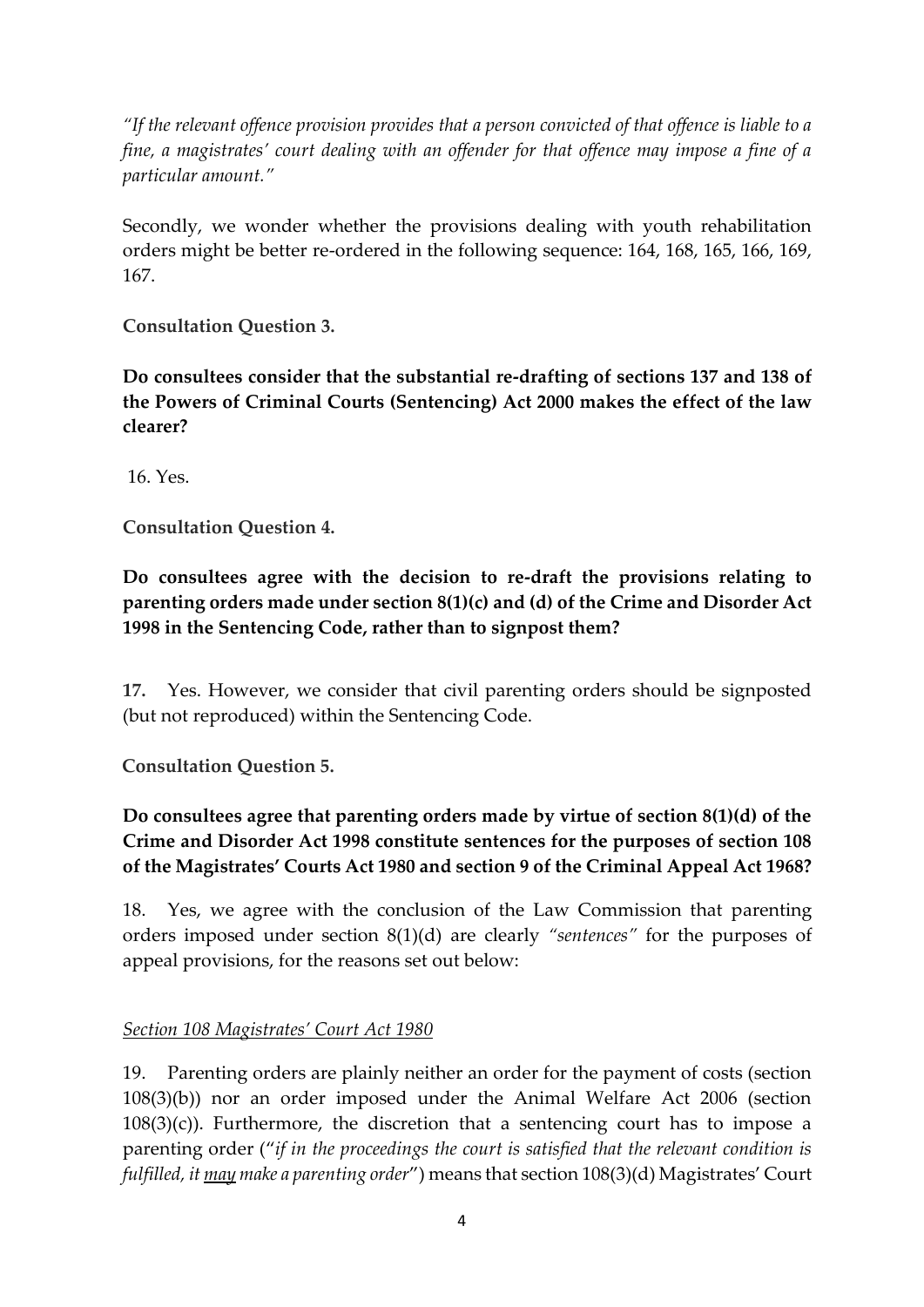*"If the relevant offence provision provides that a person convicted of that offence is liable to a fine, a magistrates' court dealing with an offender for that offence may impose a fine of a particular amount."*

Secondly, we wonder whether the provisions dealing with youth rehabilitation orders might be better re-ordered in the following sequence: 164, 168, 165, 166, 169, 167.

**Consultation Question 3.**

**Do consultees consider that the substantial re-drafting of sections 137 and 138 of the Powers of Criminal Courts (Sentencing) Act 2000 makes the effect of the law clearer?**

16. Yes.

**Consultation Question 4.**

**Do consultees agree with the decision to re-draft the provisions relating to parenting orders made under section 8(1)(c) and (d) of the Crime and Disorder Act 1998 in the Sentencing Code, rather than to signpost them?**

**17.** Yes. However, we consider that civil parenting orders should be signposted (but not reproduced) within the Sentencing Code.

**Consultation Question 5.**

**Do consultees agree that parenting orders made by virtue of section 8(1)(d) of the Crime and Disorder Act 1998 constitute sentences for the purposes of section 108 of the Magistrates' Courts Act 1980 and section 9 of the Criminal Appeal Act 1968?**

18. Yes, we agree with the conclusion of the Law Commission that parenting orders imposed under section 8(1)(d) are clearly *"sentences"* for the purposes of appeal provisions, for the reasons set out below:

*Section 108 Magistrates' Court Act 1980*

19. Parenting orders are plainly neither an order for the payment of costs (section 108(3)(b)) nor an order imposed under the Animal Welfare Act 2006 (section 108(3)(c)). Furthermore, the discretion that a sentencing court has to impose a parenting order ("*if in the proceedings the court is satisfied that the relevant condition is fulfilled, it may make a parenting order*") means that section 108(3)(d) Magistrates' Court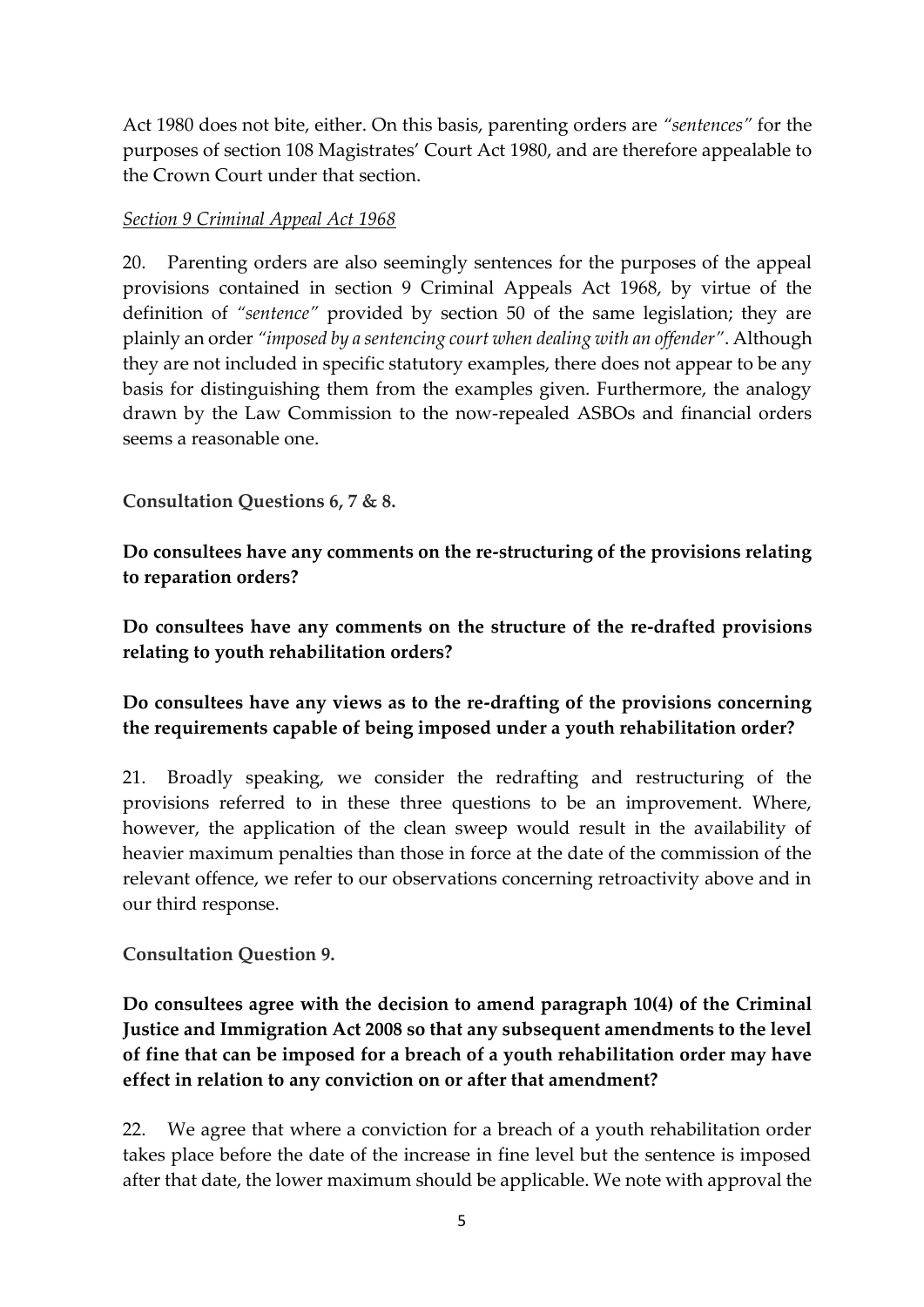Act 1980 does not bite, either. On this basis, parenting orders are *"sentences"* for the purposes of section 108 Magistrates' Court Act 1980, and are therefore appealable to the Crown Court under that section.

*Section 9 Criminal Appeal Act 1968*

20. Parenting orders are also seemingly sentences for the purposes of the appeal provisions contained in section 9 Criminal Appeals Act 1968, by virtue of the definition of *"sentence"* provided by section 50 of the same legislation; they are plainly an order *"imposed by a sentencing court when dealing with an offender"*. Although they are not included in specific statutory examples, there does not appear to be any basis for distinguishing them from the examples given. Furthermore, the analogy drawn by the Law Commission to the now-repealed ASBOs and financial orders seems a reasonable one.

**Consultation Questions 6, 7 & 8.**

**Do consultees have any comments on the re-structuring of the provisions relating to reparation orders?**

**Do consultees have any comments on the structure of the re-drafted provisions relating to youth rehabilitation orders?**

**Do consultees have any views as to the re-drafting of the provisions concerning the requirements capable of being imposed under a youth rehabilitation order?**

21. Broadly speaking, we consider the redrafting and restructuring of the provisions referred to in these three questions to be an improvement. Where, however, the application of the clean sweep would result in the availability of heavier maximum penalties than those in force at the date of the commission of the relevant offence, we refer to our observations concerning retroactivity above and in our third response.

**Consultation Question 9.**

**Do consultees agree with the decision to amend paragraph 10(4) of the Criminal Justice and Immigration Act 2008 so that any subsequent amendments to the level of fine that can be imposed for a breach of a youth rehabilitation order may have effect in relation to any conviction on or after that amendment?**

22. We agree that where a conviction for a breach of a youth rehabilitation order takes place before the date of the increase in fine level but the sentence is imposed after that date, the lower maximum should be applicable. We note with approval the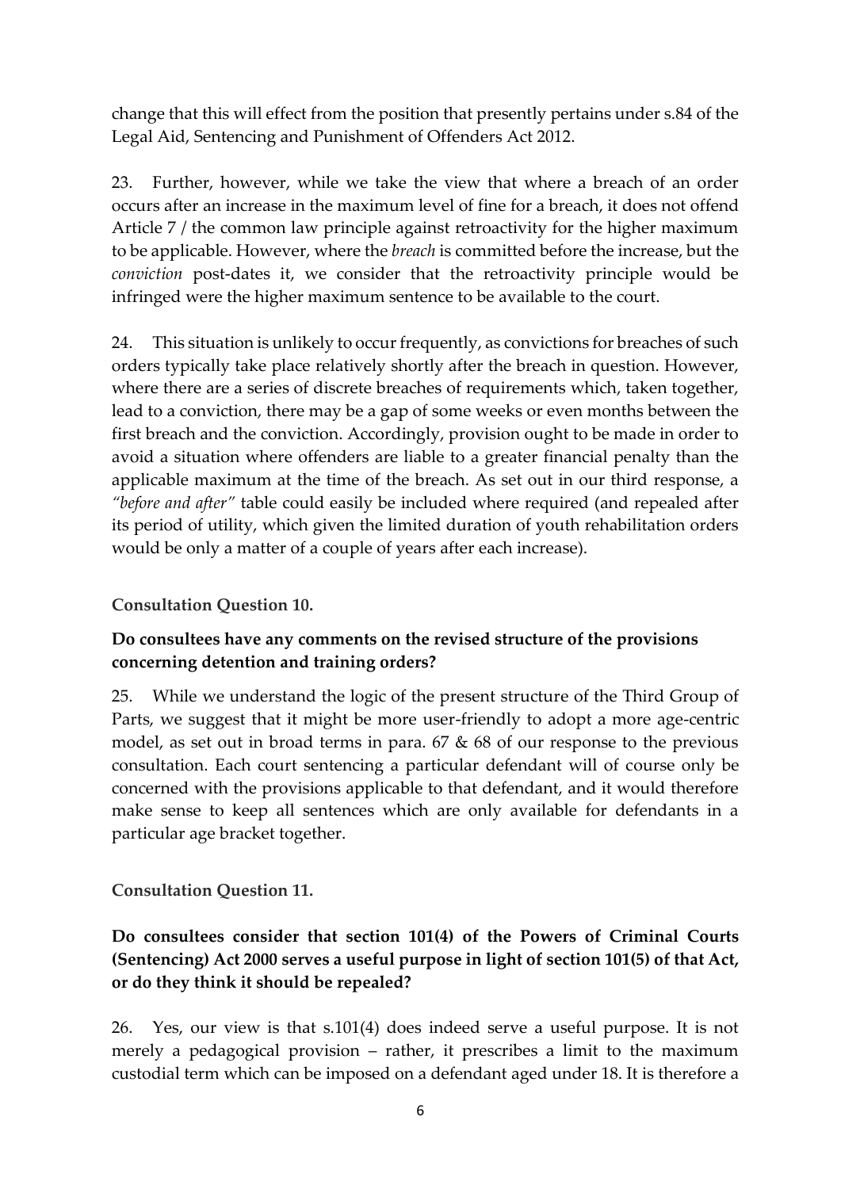change that this will effect from the position that presently pertains under s.84 of the Legal Aid, Sentencing and Punishment of Offenders Act 2012.

23. Further, however, while we take the view that where a breach of an order occurs after an increase in the maximum level of fine for a breach, it does not offend Article 7 / the common law principle against retroactivity for the higher maximum to be applicable. However, where the *breach* is committed before the increase, but the *conviction* post-dates it, we consider that the retroactivity principle would be infringed were the higher maximum sentence to be available to the court.

24. This situation is unlikely to occur frequently, as convictions for breaches of such orders typically take place relatively shortly after the breach in question. However, where there are a series of discrete breaches of requirements which, taken together, lead to a conviction, there may be a gap of some weeks or even months between the first breach and the conviction. Accordingly, provision ought to be made in order to avoid a situation where offenders are liable to a greater financial penalty than the applicable maximum at the time of the breach. As set out in our third response, a *"before and after"* table could easily be included where required (and repealed after its period of utility, which given the limited duration of youth rehabilitation orders would be only a matter of a couple of years after each increase).

**Consultation Question 10.**

**Do consultees have any comments on the revised structure of the provisions concerning detention and training orders?**

25. While we understand the logic of the present structure of the Third Group of Parts, we suggest that it might be more user-friendly to adopt a more age-centric model, as set out in broad terms in para. 67 & 68 of our response to the previous consultation. Each court sentencing a particular defendant will of course only be concerned with the provisions applicable to that defendant, and it would therefore make sense to keep all sentences which are only available for defendants in a particular age bracket together.

**Consultation Question 11.**

**Do consultees consider that section 101(4) of the Powers of Criminal Courts (Sentencing) Act 2000 serves a useful purpose in light of section 101(5) of that Act, or do they think it should be repealed?**

26. Yes, our view is that s.101(4) does indeed serve a useful purpose. It is not merely a pedagogical provision – rather, it prescribes a limit to the maximum custodial term which can be imposed on a defendant aged under 18. It is therefore a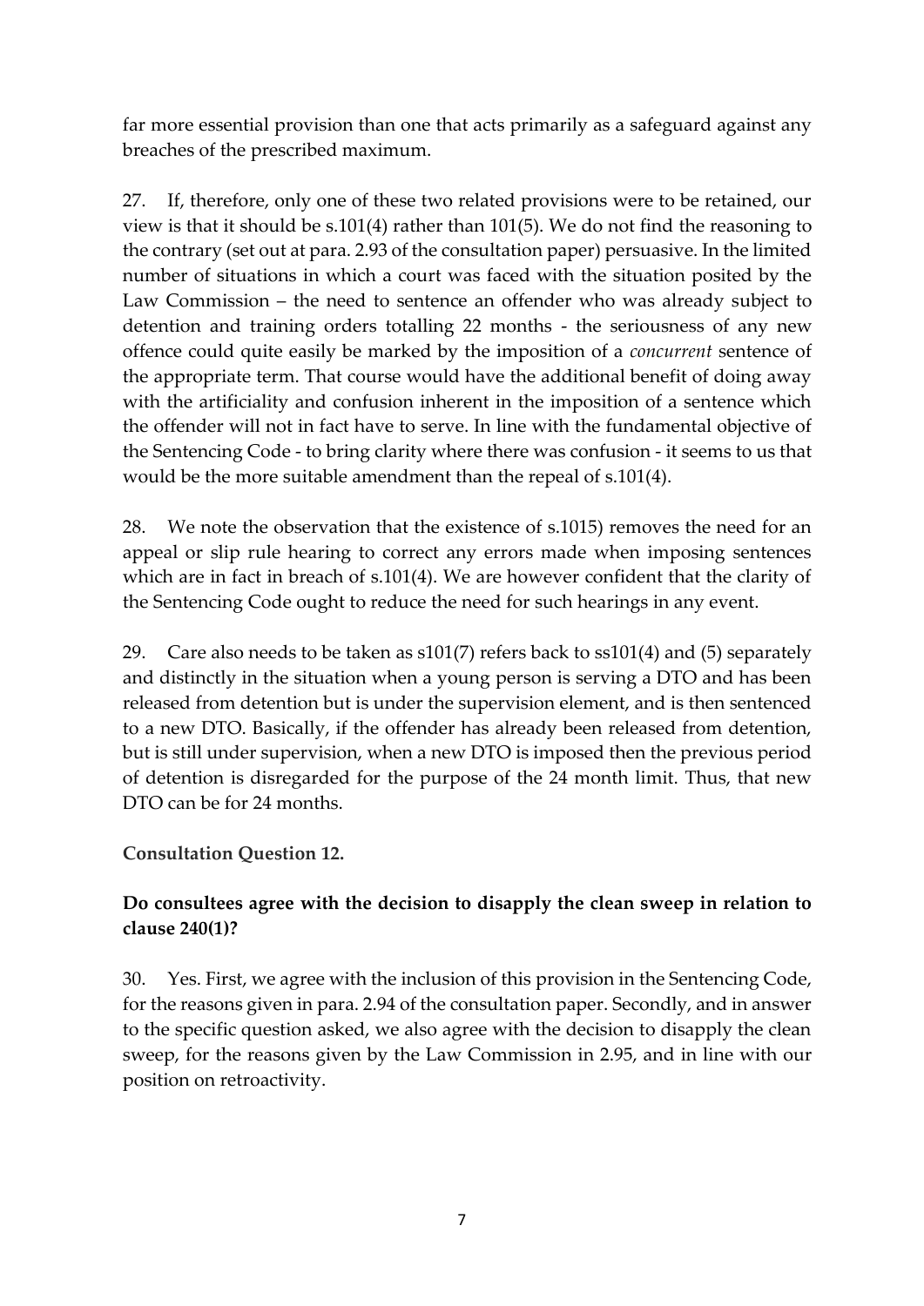far more essential provision than one that acts primarily as a safeguard against any breaches of the prescribed maximum.

27. If, therefore, only one of these two related provisions were to be retained, our view is that it should be s.101(4) rather than 101(5). We do not find the reasoning to the contrary (set out at para. 2.93 of the consultation paper) persuasive. In the limited number of situations in which a court was faced with the situation posited by the Law Commission – the need to sentence an offender who was already subject to detention and training orders totalling 22 months - the seriousness of any new offence could quite easily be marked by the imposition of a *concurrent* sentence of the appropriate term. That course would have the additional benefit of doing away with the artificiality and confusion inherent in the imposition of a sentence which the offender will not in fact have to serve. In line with the fundamental objective of the Sentencing Code - to bring clarity where there was confusion - it seems to us that would be the more suitable amendment than the repeal of s.101(4).

28. We note the observation that the existence of s.1015) removes the need for an appeal or slip rule hearing to correct any errors made when imposing sentences which are in fact in breach of s.101(4). We are however confident that the clarity of the Sentencing Code ought to reduce the need for such hearings in any event.

29. Care also needs to be taken as s101(7) refers back to ss101(4) and (5) separately and distinctly in the situation when a young person is serving a DTO and has been released from detention but is under the supervision element, and is then sentenced to a new DTO. Basically, if the offender has already been released from detention, but is still under supervision, when a new DTO is imposed then the previous period of detention is disregarded for the purpose of the 24 month limit. Thus, that new DTO can be for 24 months.

**Consultation Question 12.**

**Do consultees agree with the decision to disapply the clean sweep in relation to clause 240(1)?**

30. Yes. First, we agree with the inclusion of this provision in the Sentencing Code, for the reasons given in para. 2.94 of the consultation paper. Secondly, and in answer to the specific question asked, we also agree with the decision to disapply the clean sweep, for the reasons given by the Law Commission in 2.95, and in line with our position on retroactivity.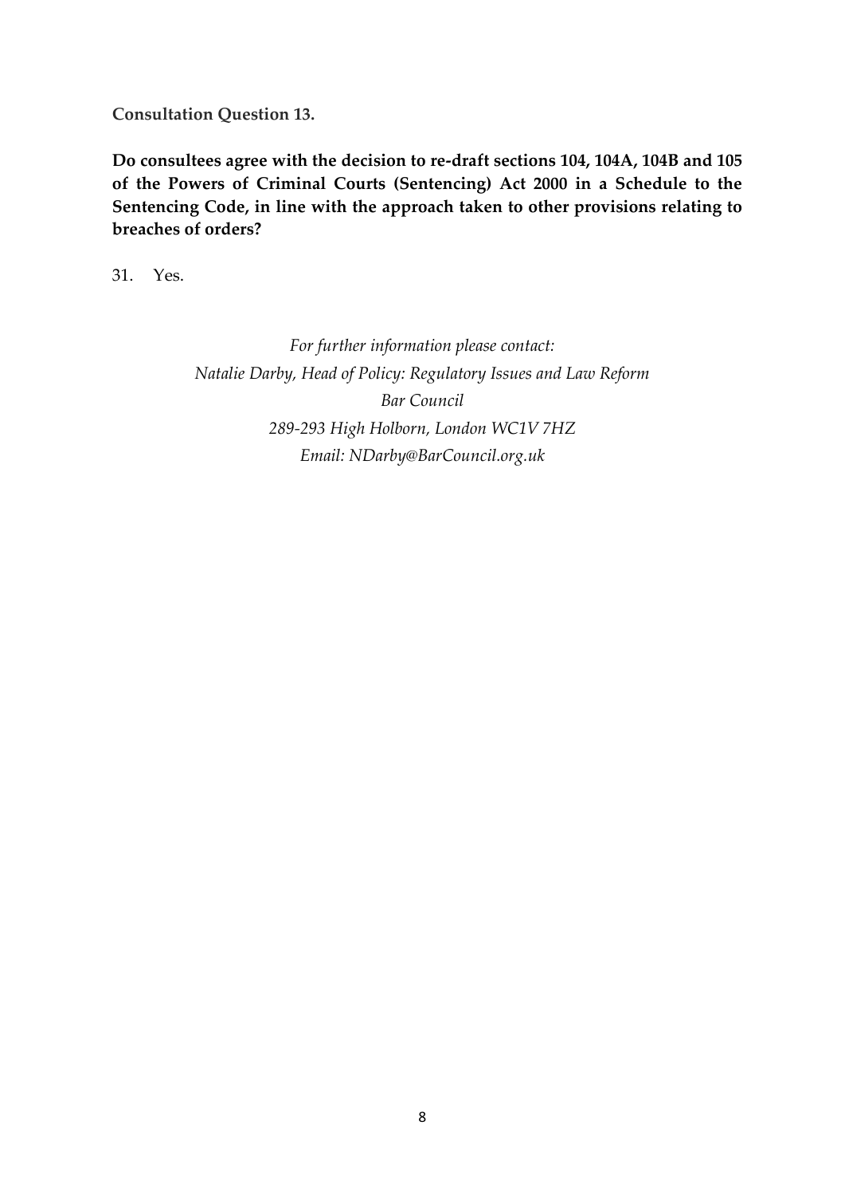**Consultation Question 13.**

**Do consultees agree with the decision to re-draft sections 104, 104A, 104B and 105 of the Powers of Criminal Courts (Sentencing) Act 2000 in a Schedule to the Sentencing Code, in line with the approach taken to other provisions relating to breaches of orders?**

31. Yes.

*For further information please contact:*
*Natalie Darby, Head of Policy: Regulatory Issues and Law Reform*
*Bar Council*
*289-293 High Holborn, London WC1V 7HZ*
*Email: NDarby@BarCouncil.org.uk*